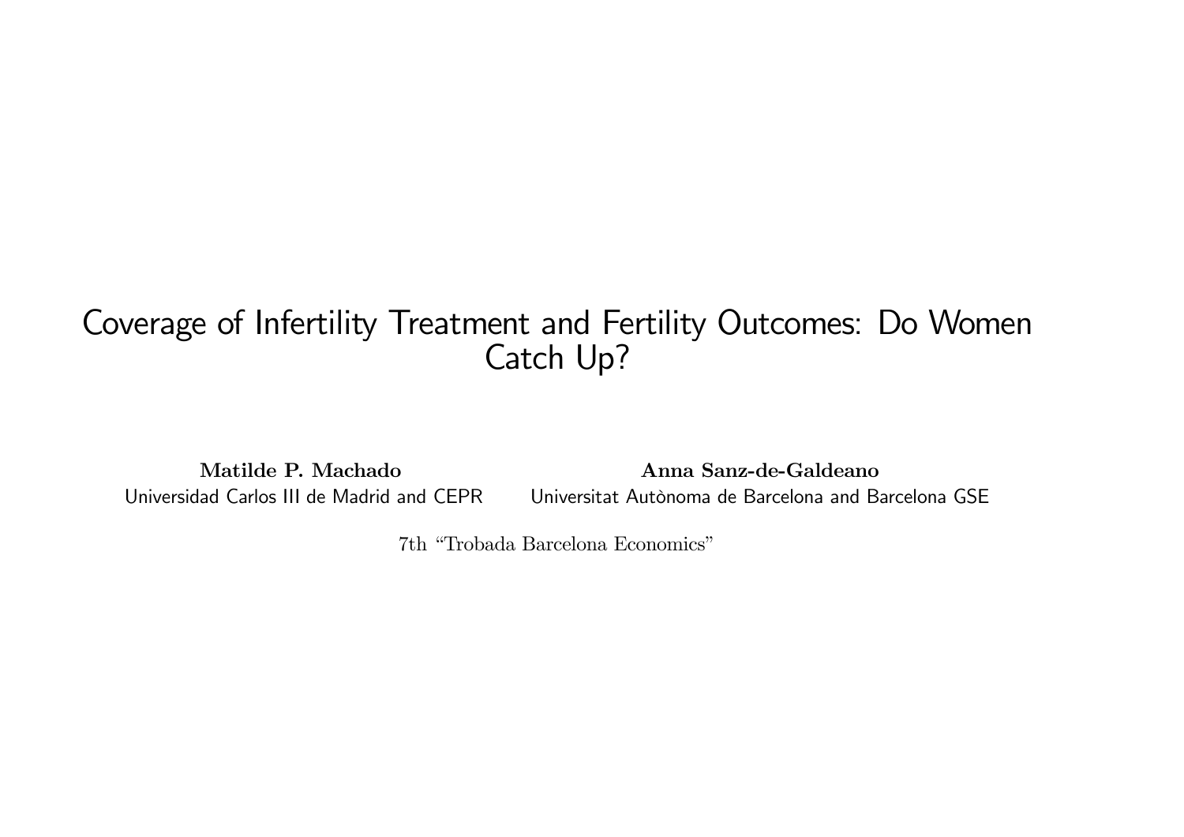# Coverage of Infertility Treatment and Fertility Outcomes: Do Women Catch Up?

**Matilde P. Machado**
Universidad Carlos III de Madrid and CEPR

**Anna Sanz-de-Galdeano**
Universitat Autònoma de Barcelona and Barcelona GSE

7th "Trobada Barcelona Economics"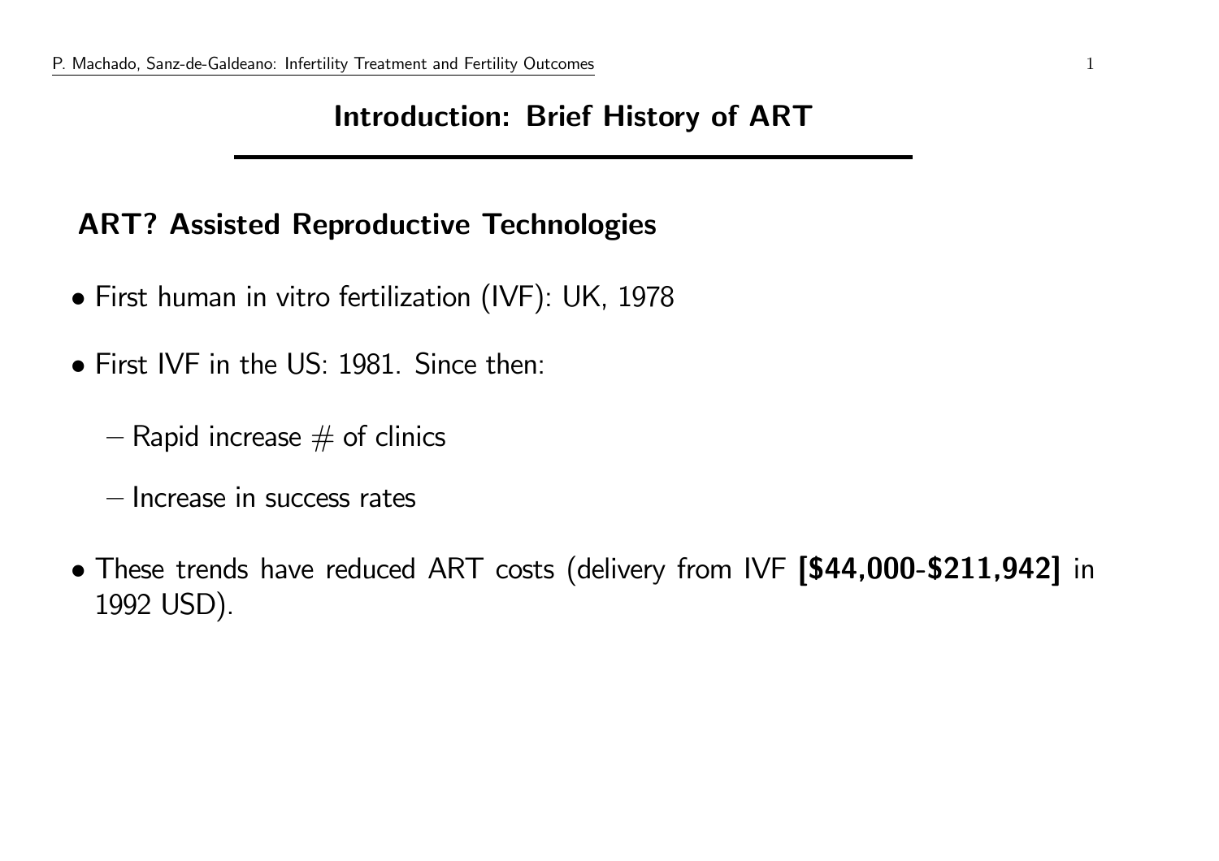# Introduction: Brief History of ART

## ART? Assisted Reproductive Technologies

- First human in vitro fertilization (IVF): UK, 1978
- First IVF in the US: 1981. Since then:
  - Rapid increase # of clinics
  - Increase in success rates
- These trends have reduced ART costs (delivery from IVF **[$44,000-$211,942]** in 1992 USD).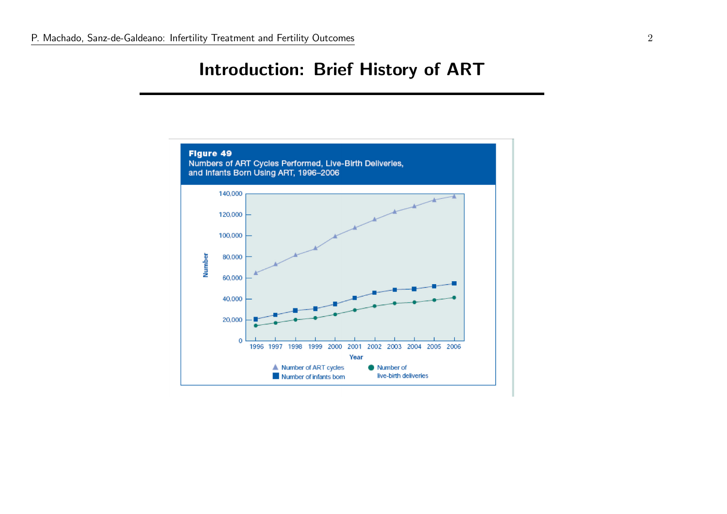# Introduction: Brief History of ART

**Figure 49**
Numbers of ART Cycles Performed, Live-Birth Deliveries, and Infants Born Using ART, 1996–2006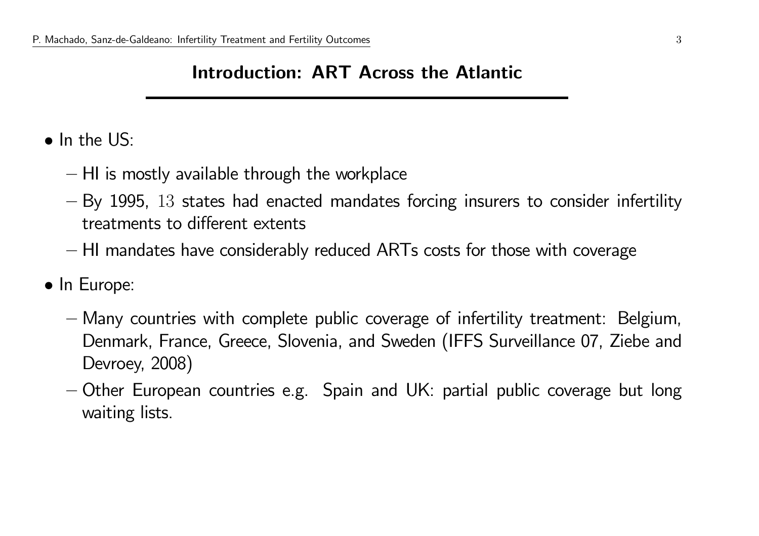## Introduction: ART Across the Atlantic

- In the US:
  - HI is mostly available through the workplace
  - By 1995, 13 states had enacted mandates forcing insurers to consider infertility treatments to different extents
  - HI mandates have considerably reduced ARTs costs for those with coverage
- In Europe:
  - Many countries with complete public coverage of infertility treatment: Belgium, Denmark, France, Greece, Slovenia, and Sweden (IFFS Surveillance 07, Ziebe and Devroey, 2008)
  - Other European countries e.g. Spain and UK: partial public coverage but long waiting lists.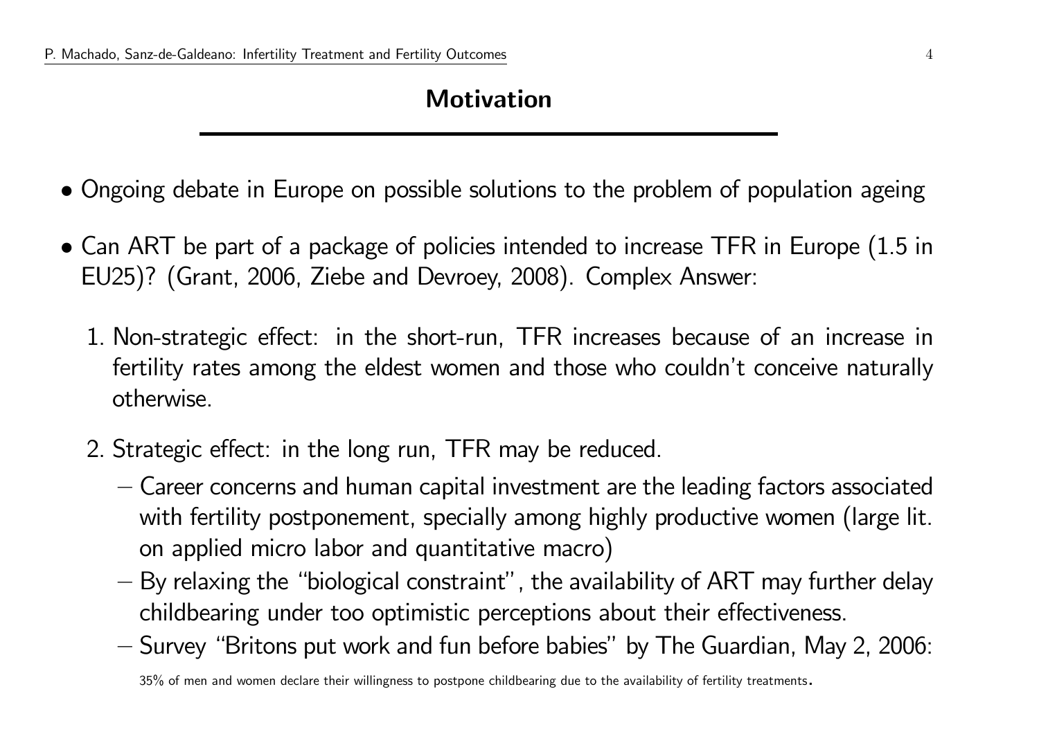## Motivation

- Ongoing debate in Europe on possible solutions to the problem of population ageing
- Can ART be part of a package of policies intended to increase TFR in Europe (1.5 in EU25)? (Grant, 2006, Ziebe and Devroey, 2008). Complex Answer:

  1. Non-strategic effect: in the short-run, TFR increases because of an increase in fertility rates among the eldest women and those who couldn't conceive naturally otherwise.
  2. Strategic effect: in the long run, TFR may be reduced.
     - Career concerns and human capital investment are the leading factors associated with fertility postponement, specially among highly productive women (large lit. on applied micro labor and quantitative macro)
     - By relaxing the "biological constraint", the availability of ART may further delay childbearing under too optimistic perceptions about their effectiveness.
     - Survey "Britons put work and fun before babies" by The Guardian, May 2, 2006: 35% of men and women declare their willingness to postpone childbearing due to the availability of fertility treatments.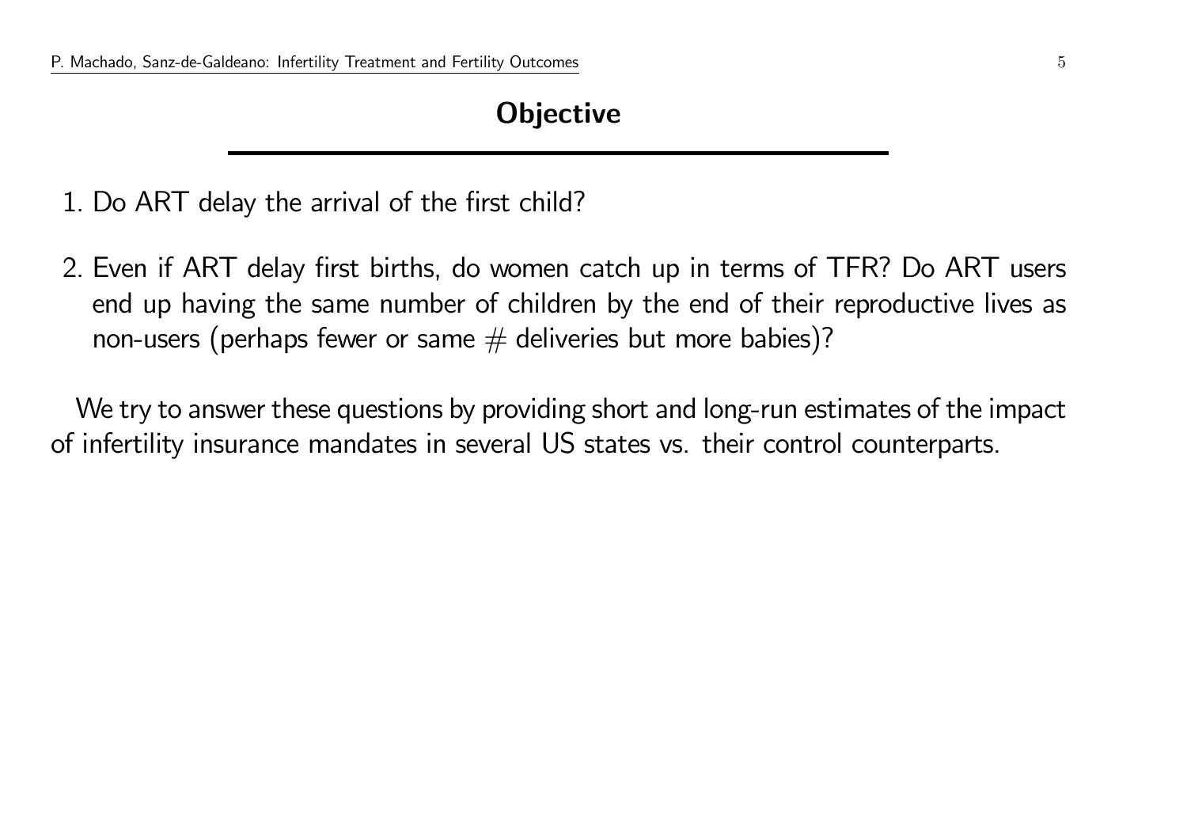## Objective

1. Do ART delay the arrival of the first child?
2. Even if ART delay first births, do women catch up in terms of TFR? Do ART users end up having the same number of children by the end of their reproductive lives as non-users (perhaps fewer or same # deliveries but more babies)?

We try to answer these questions by providing short and long-run estimates of the impact of infertility insurance mandates in several US states vs. their control counterparts.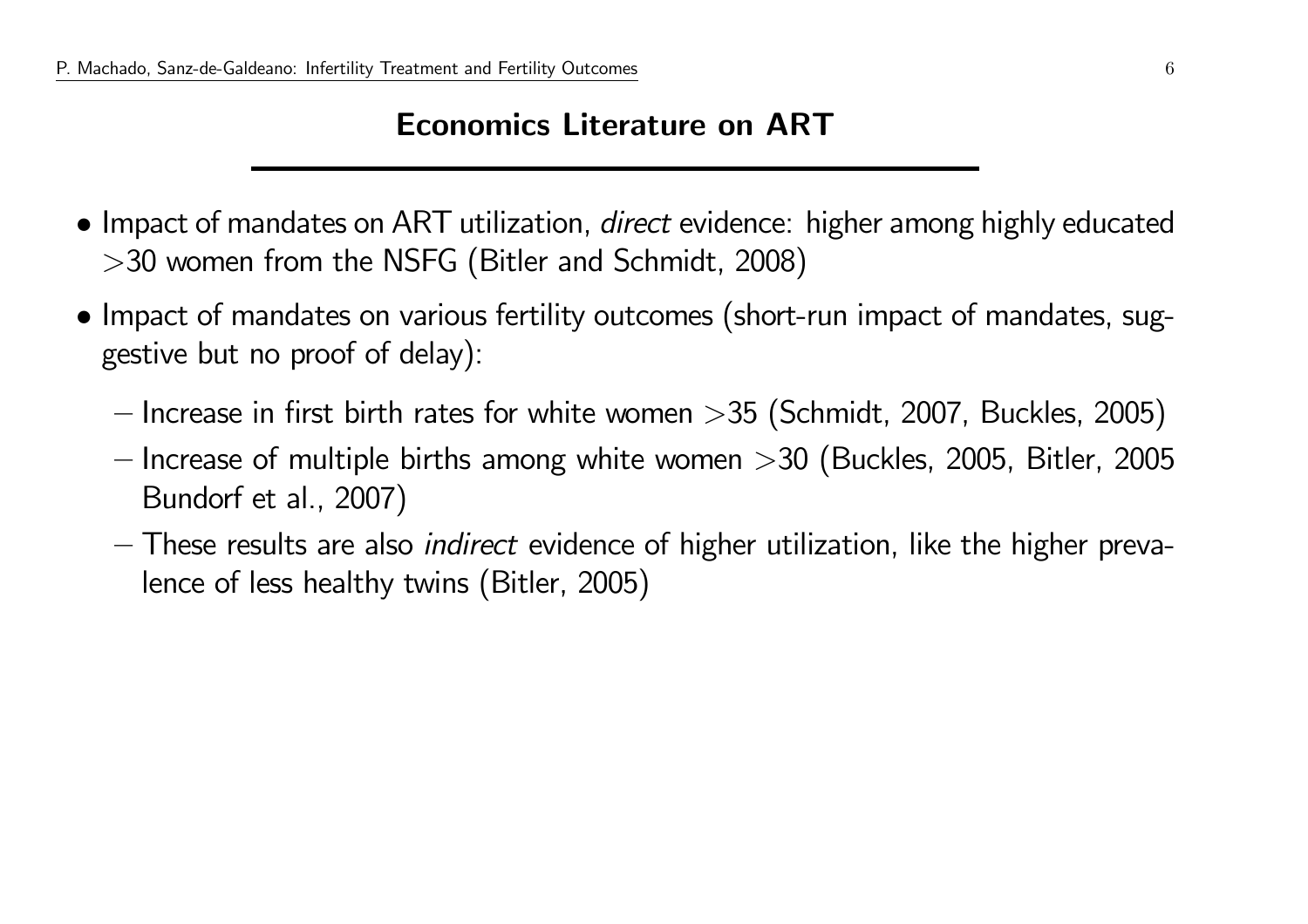## Economics Literature on ART

- Impact of mandates on ART utilization, *direct* evidence: higher among highly educated >30 women from the NSFG (Bitler and Schmidt, 2008)
- Impact of mandates on various fertility outcomes (short-run impact of mandates, suggestive but no proof of delay):
  - Increase in first birth rates for white women >35 (Schmidt, 2007, Buckles, 2005)
  - Increase of multiple births among white women >30 (Buckles, 2005, Bitler, 2005 Bundorf et al., 2007)
  - These results are also *indirect* evidence of higher utilization, like the higher prevalence of less healthy twins (Bitler, 2005)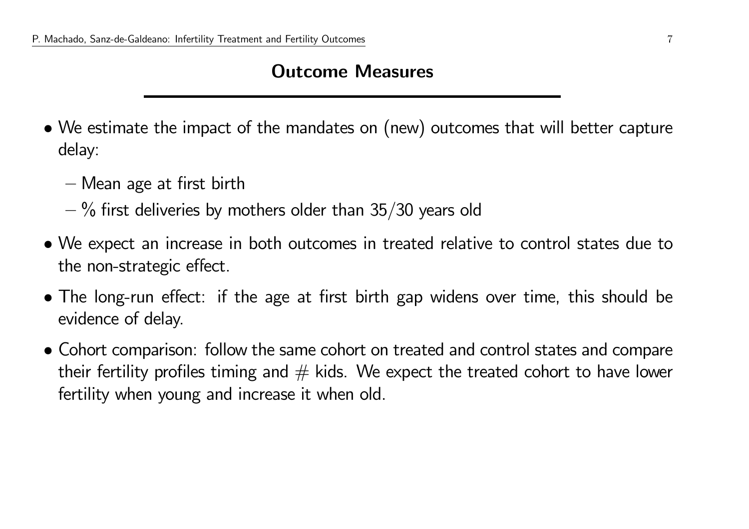## Outcome Measures

- We estimate the impact of the mandates on (new) outcomes that will better capture delay:
  - Mean age at first birth
  - % first deliveries by mothers older than 35/30 years old
- We expect an increase in both outcomes in treated relative to control states due to the non-strategic effect.
- The long-run effect: if the age at first birth gap widens over time, this should be evidence of delay.
- Cohort comparison: follow the same cohort on treated and control states and compare their fertility profiles timing and # kids. We expect the treated cohort to have lower fertility when young and increase it when old.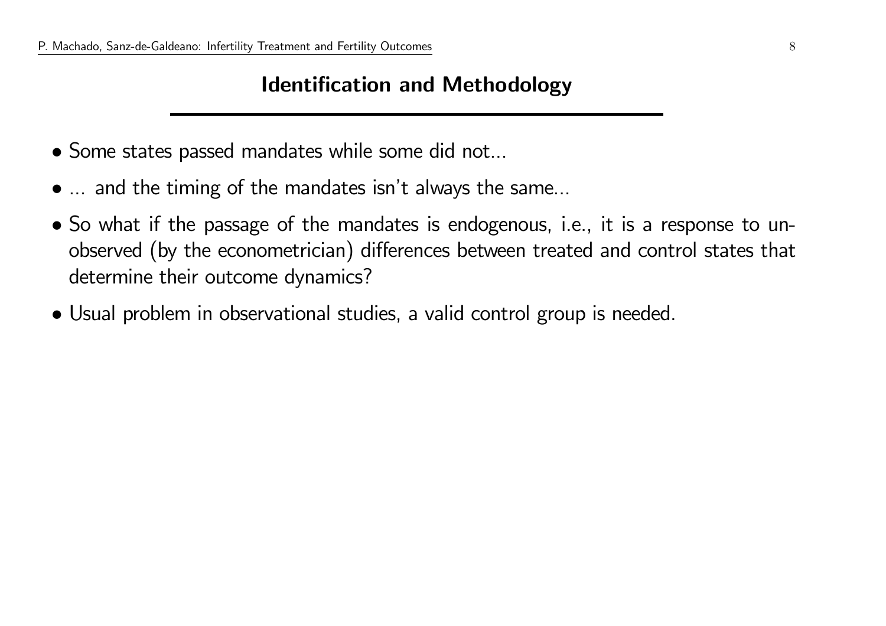## Identification and Methodology

- Some states passed mandates while some did not...
- ... and the timing of the mandates isn't always the same...
- So what if the passage of the mandates is endogenous, i.e., it is a response to unobserved (by the econometrician) differences between treated and control states that determine their outcome dynamics?
- Usual problem in observational studies, a valid control group is needed.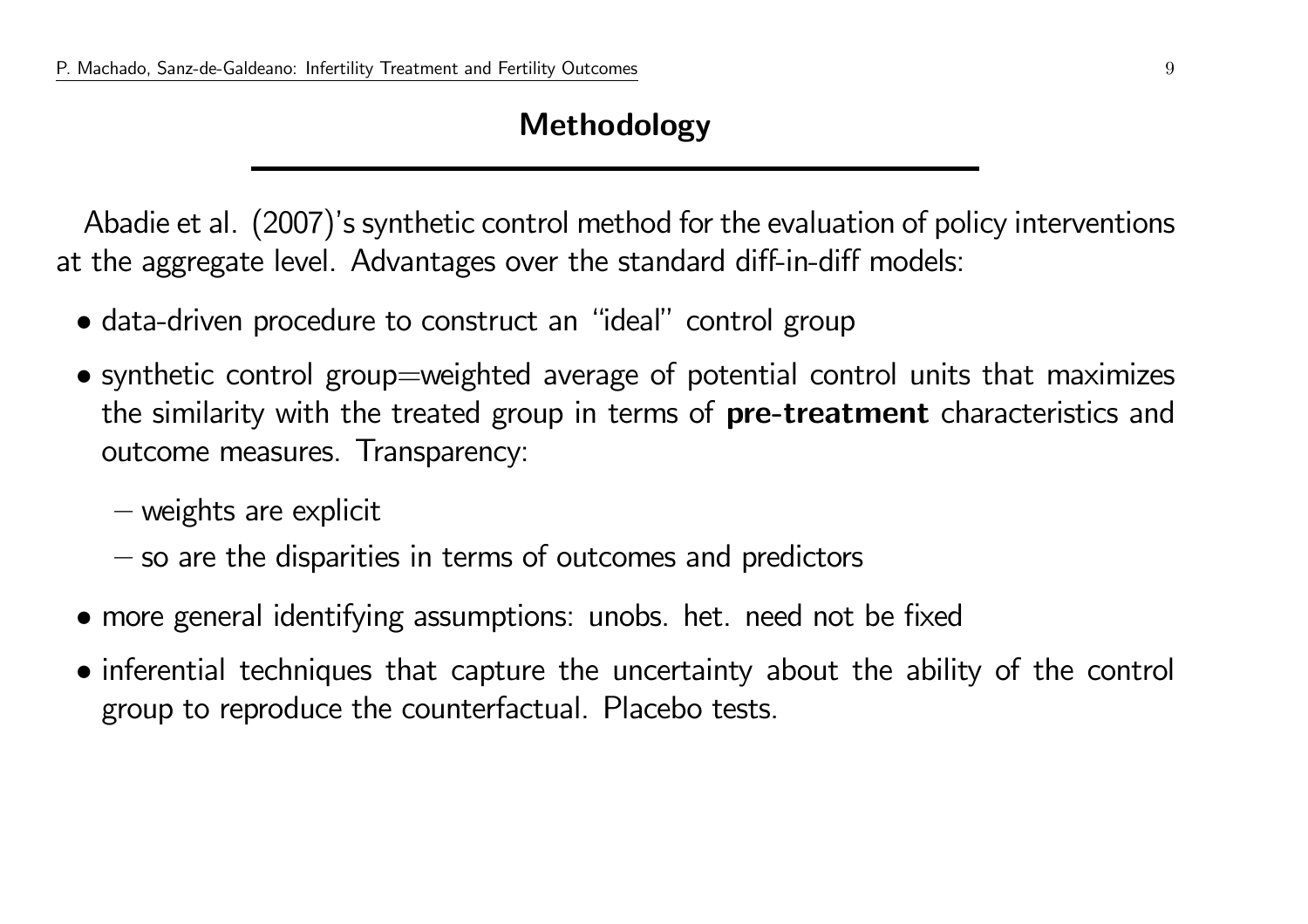# Methodology

Abadie et al. (2007)'s synthetic control method for the evaluation of policy interventions at the aggregate level. Advantages over the standard diff-in-diff models:

- data-driven procedure to construct an "ideal" control group
- synthetic control group=weighted average of potential control units that maximizes the similarity with the treated group in terms of **pre-treatment** characteristics and outcome measures. Transparency:
  - weights are explicit
  - so are the disparities in terms of outcomes and predictors
- more general identifying assumptions: unobs. het. need not be fixed
- inferential techniques that capture the uncertainty about the ability of the control group to reproduce the counterfactual. Placebo tests.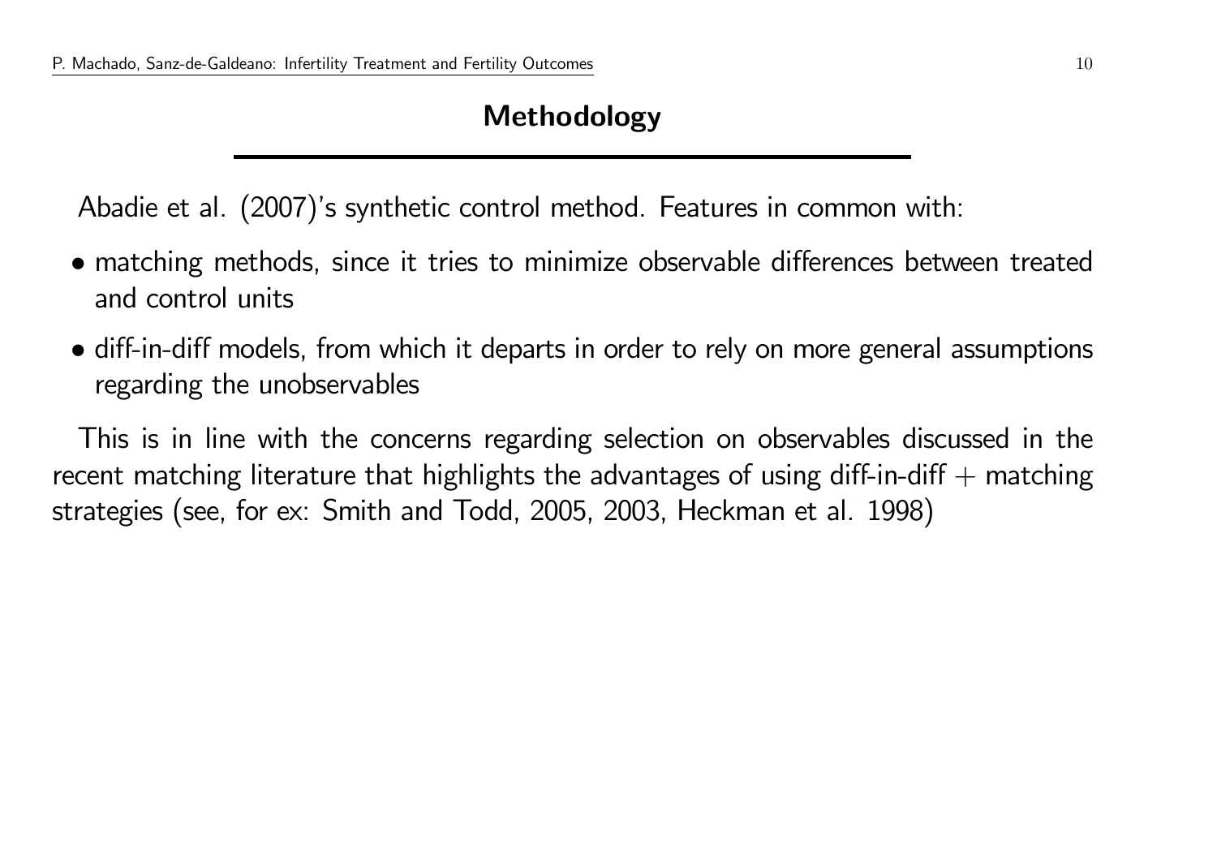## Methodology

Abadie et al. (2007)'s synthetic control method. Features in common with:

- matching methods, since it tries to minimize observable differences between treated and control units
- diff-in-diff models, from which it departs in order to rely on more general assumptions regarding the unobservables

This is in line with the concerns regarding selection on observables discussed in the recent matching literature that highlights the advantages of using diff-in-diff + matching strategies (see, for ex: Smith and Todd, 2005, 2003, Heckman et al. 1998)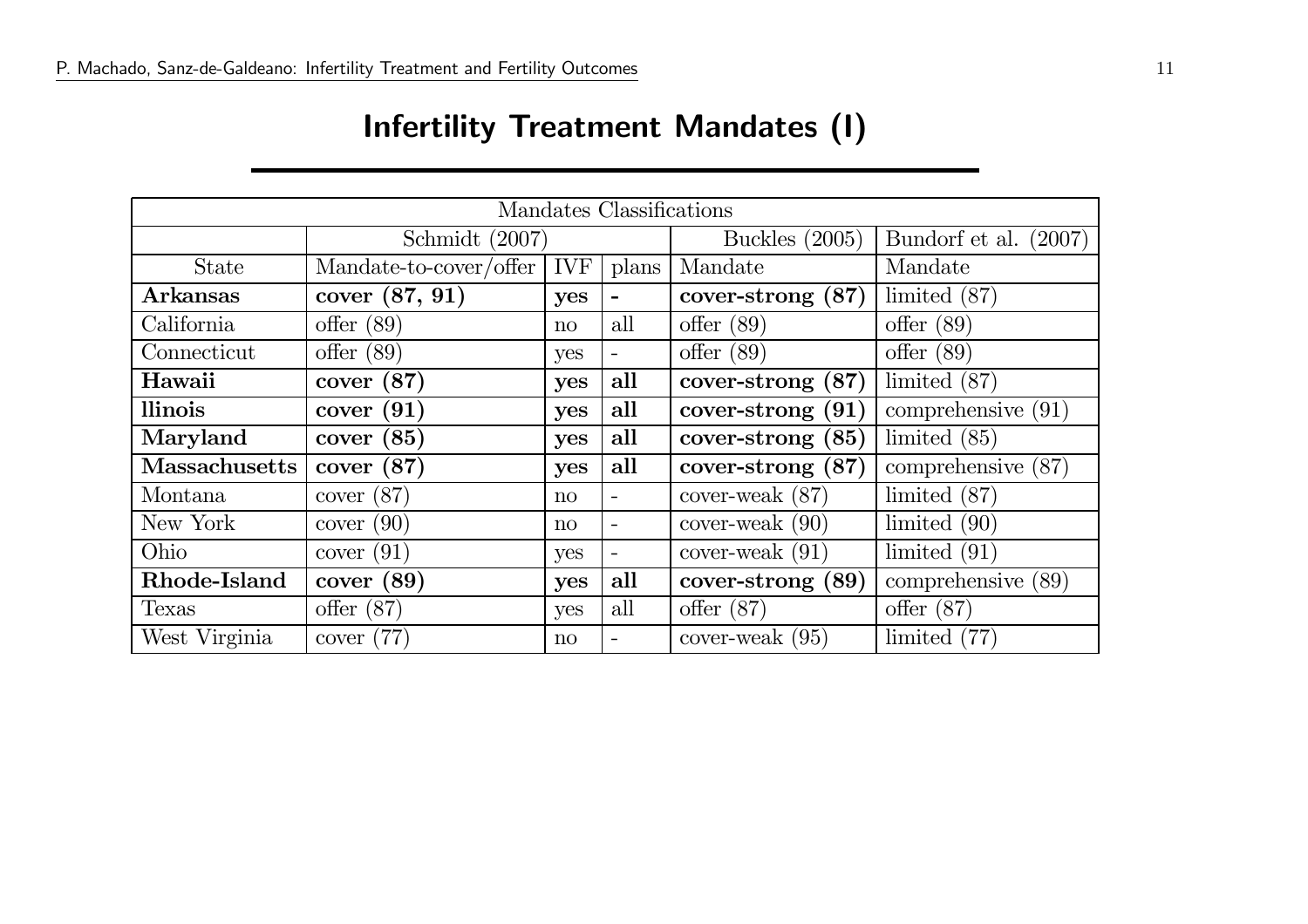# Infertility Treatment Mandates (I)

| Mandates Classifications | | | | | |
|---|---|---|---|---|---|
| | Schmidt (2007) | | | Buckles (2005) | Bundorf et al. (2007) |
| State | Mandate-to-cover/offer | IVF | plans | Mandate | Mandate |
| **Arkansas** | **cover (87, 91)** | **yes** | **-** | **cover-strong (87)** | limited (87) |
| California | offer (89) | no | all | offer (89) | offer (89) |
| Connecticut | offer (89) | yes | - | offer (89) | offer (89) |
| **Hawaii** | **cover (87)** | **yes** | **all** | **cover-strong (87)** | limited (87) |
| **llinois** | **cover (91)** | **yes** | **all** | **cover-strong (91)** | comprehensive (91) |
| **Maryland** | **cover (85)** | **yes** | **all** | **cover-strong (85)** | limited (85) |
| **Massachusetts** | **cover (87)** | **yes** | **all** | **cover-strong (87)** | comprehensive (87) |
| Montana | cover (87) | no | - | cover-weak (87) | limited (87) |
| New York | cover (90) | no | - | cover-weak (90) | limited (90) |
| Ohio | cover (91) | yes | - | cover-weak (91) | limited (91) |
| **Rhode-Island** | **cover (89)** | **yes** | **all** | **cover-strong (89)** | comprehensive (89) |
| Texas | offer (87) | yes | all | offer (87) | offer (87) |
| West Virginia | cover (77) | no | - | cover-weak (95) | limited (77) |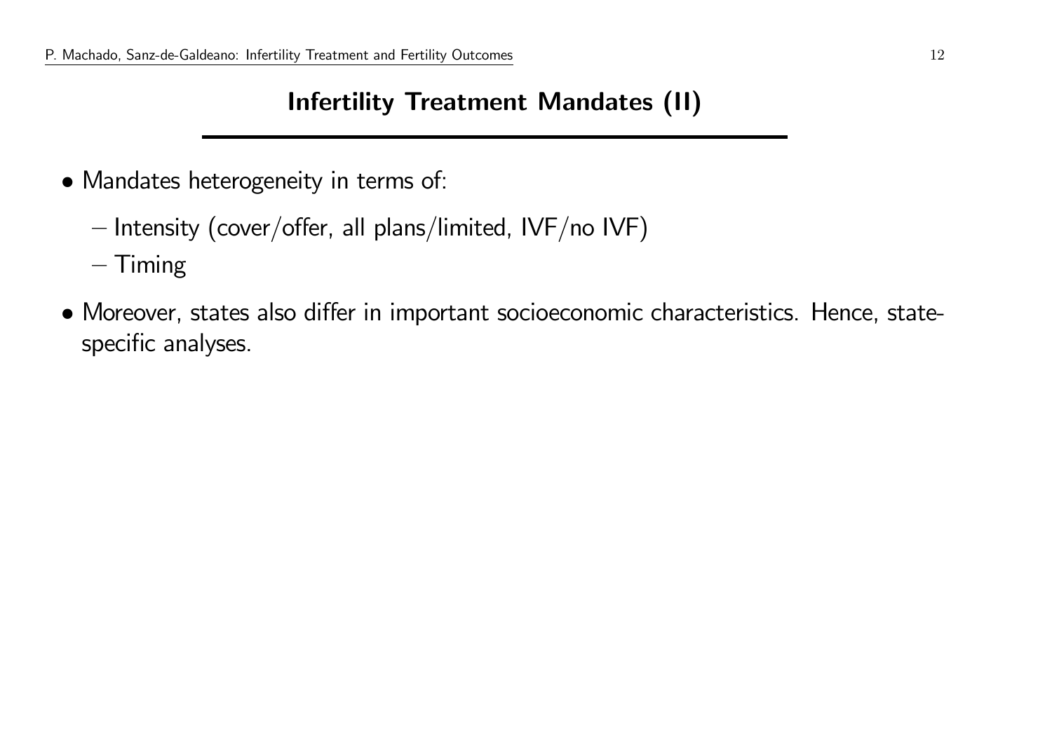# Infertility Treatment Mandates (II)

- Mandates heterogeneity in terms of:
  - Intensity (cover/offer, all plans/limited, IVF/no IVF)
  - Timing
- Moreover, states also differ in important socioeconomic characteristics. Hence, state-specific analyses.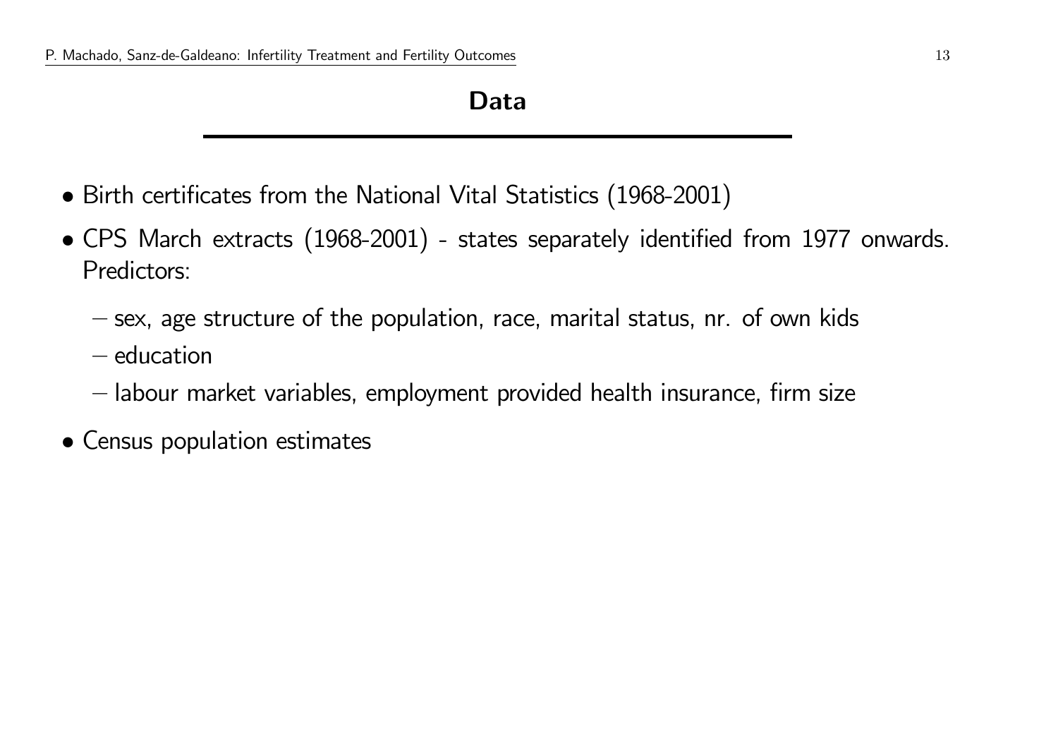# Data

- Birth certificates from the National Vital Statistics (1968-2001)
- CPS March extracts (1968-2001) - states separately identified from 1977 onwards. Predictors:
  - sex, age structure of the population, race, marital status, nr. of own kids
  - education
  - labour market variables, employment provided health insurance, firm size
- Census population estimates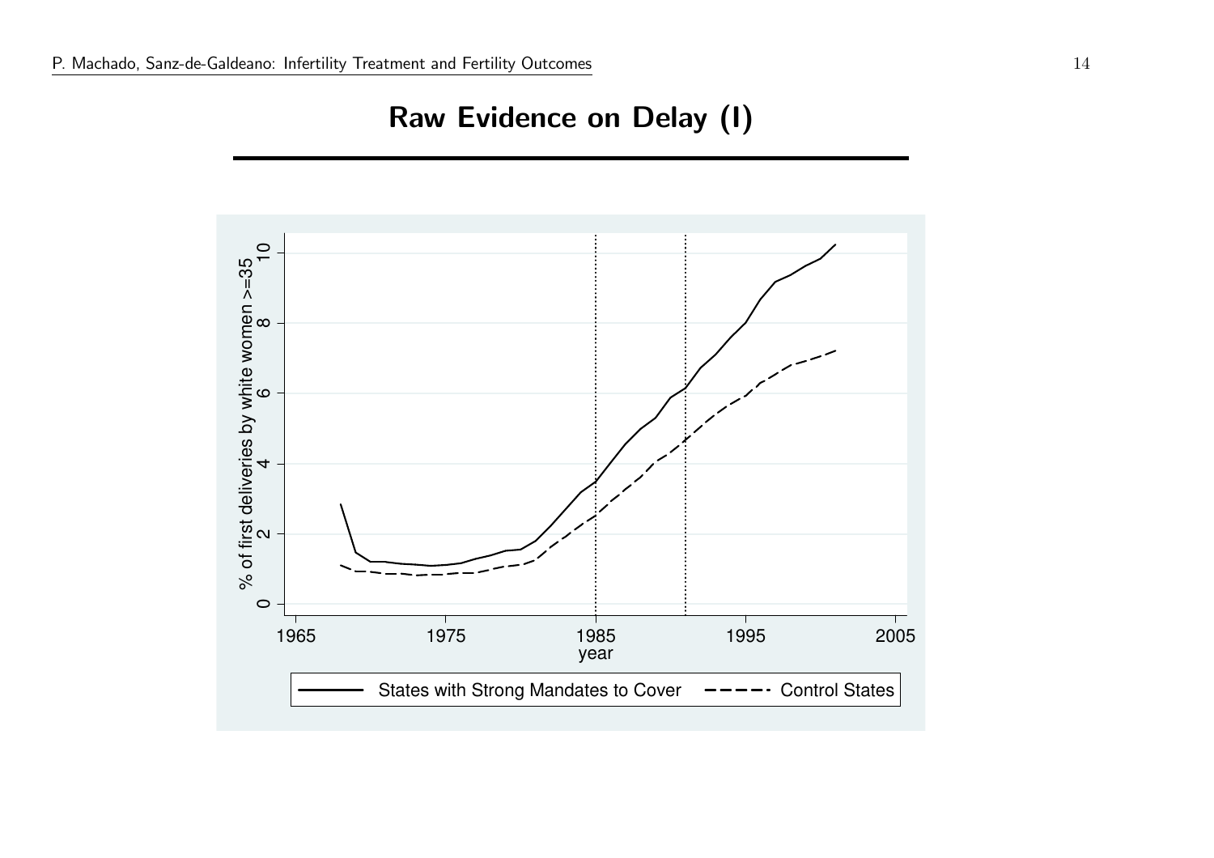# Raw Evidence on Delay (I)

% of first deliveries by white women >=35

year

States with Strong Mandates to Cover — Control States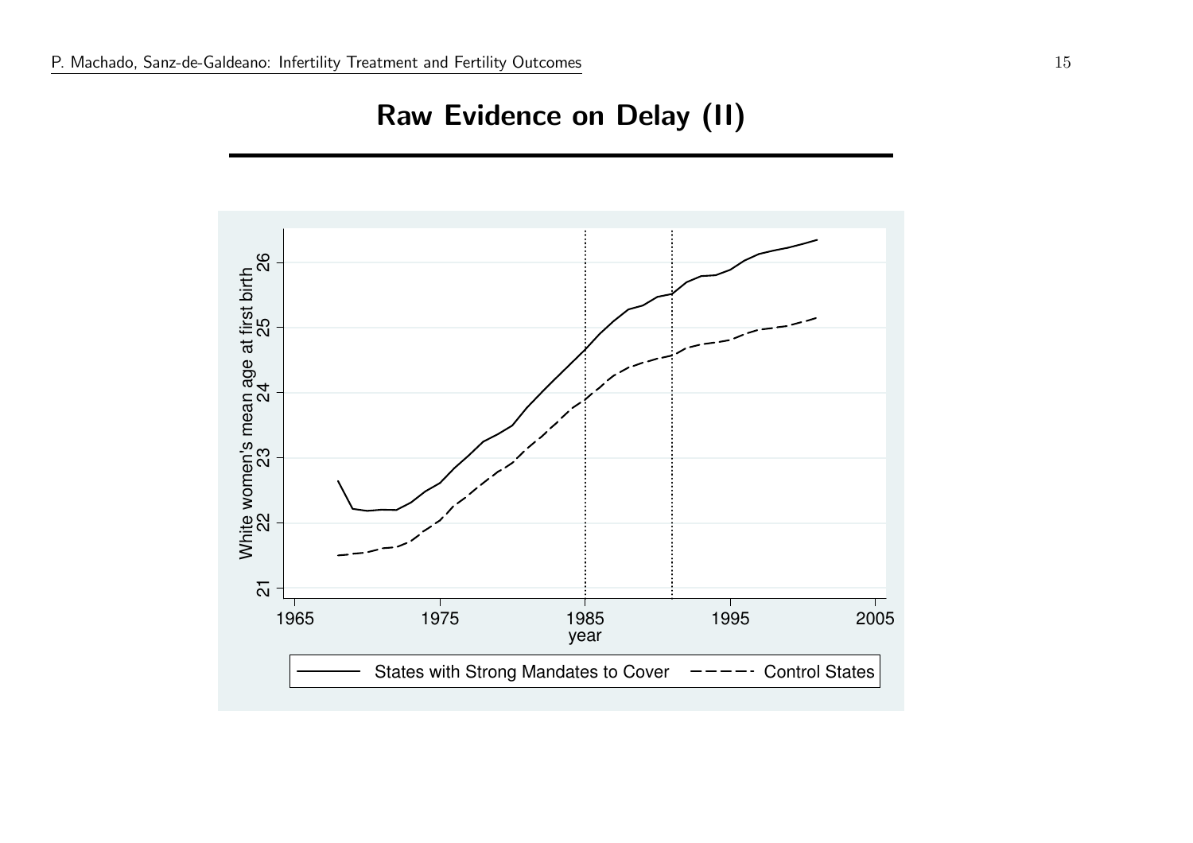# Raw Evidence on Delay (II)

White women's mean age at first birth

year

States with Strong Mandates to Cover — Control States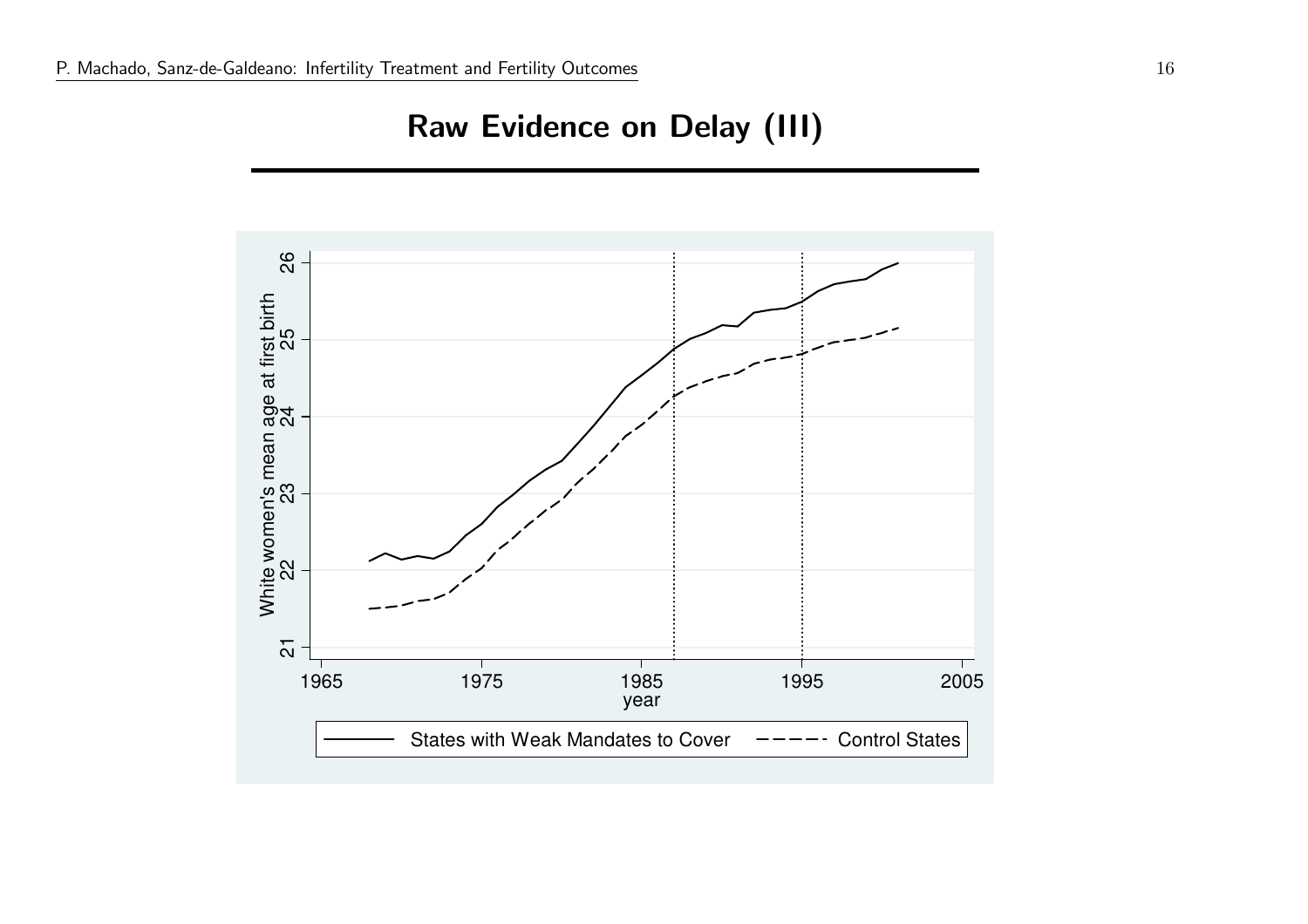## Raw Evidence on Delay (III)

White women's mean age at first birth

21 22 23 24 25 26

1965 1975 1985 1995 2005

year

States with Weak Mandates to Cover — Control States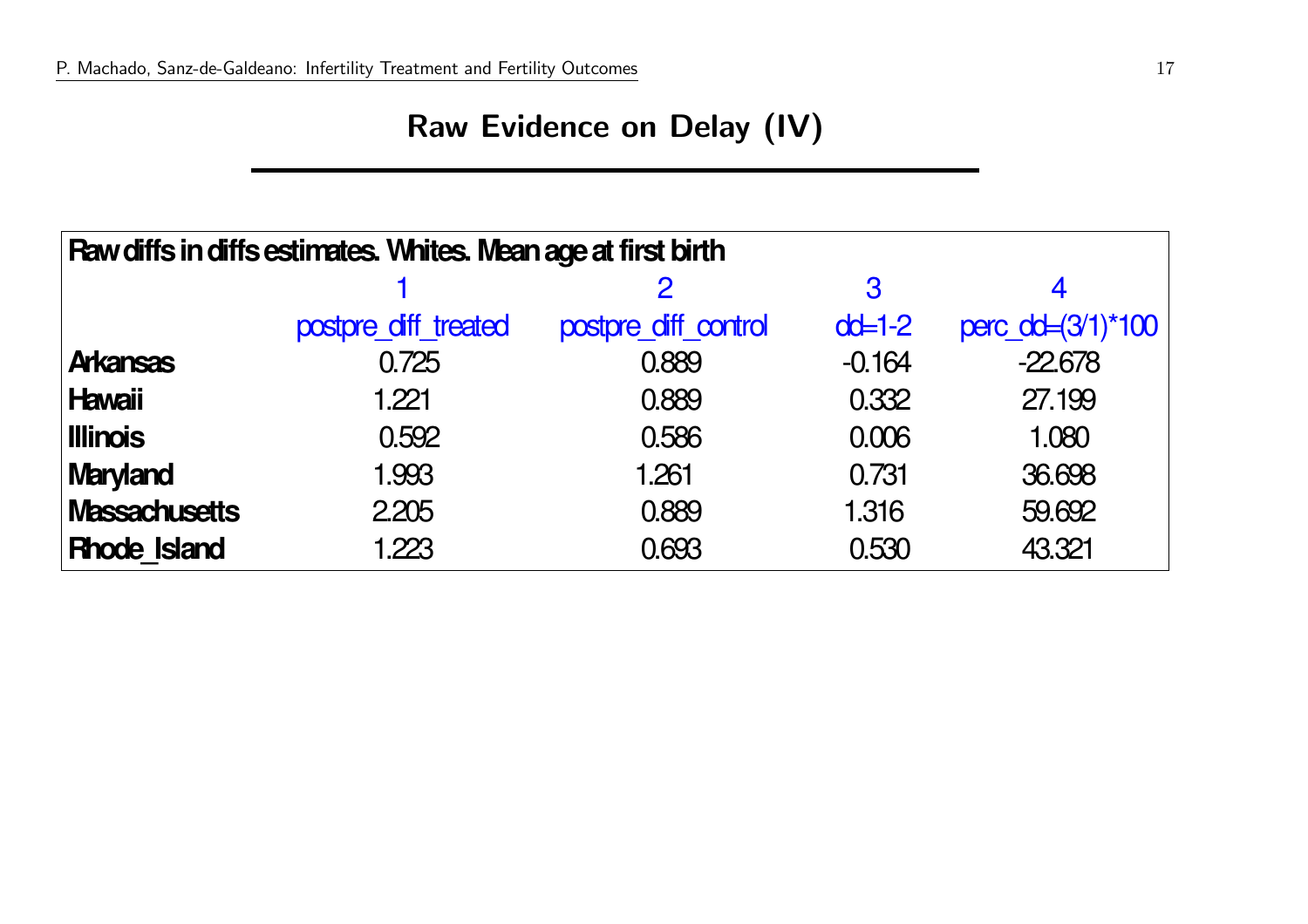# Raw Evidence on Delay (IV)

| Raw diffs in diffs estimates. Whites. Mean age at first birth | | | | |
|---|---|---|---|---|
| | 1 | 2 | 3 | 4 |
| | postpre_diff_treated | postpre_diff_control | dd=1-2 | perc_dd=(3/1)*100 |
| **Arkansas** | 0.725 | 0.889 | -0.164 | -22.678 |
| **Hawaii** | 1.221 | 0.889 | 0.332 | 27.199 |
| **Illinois** | 0.592 | 0.586 | 0.006 | 1.080 |
| **Maryland** | 1.993 | 1.261 | 0.731 | 36.698 |
| **Massachusetts** | 2.205 | 0.889 | 1.316 | 59.692 |
| **Rhode_Island** | 1.223 | 0.693 | 0.530 | 43.321 |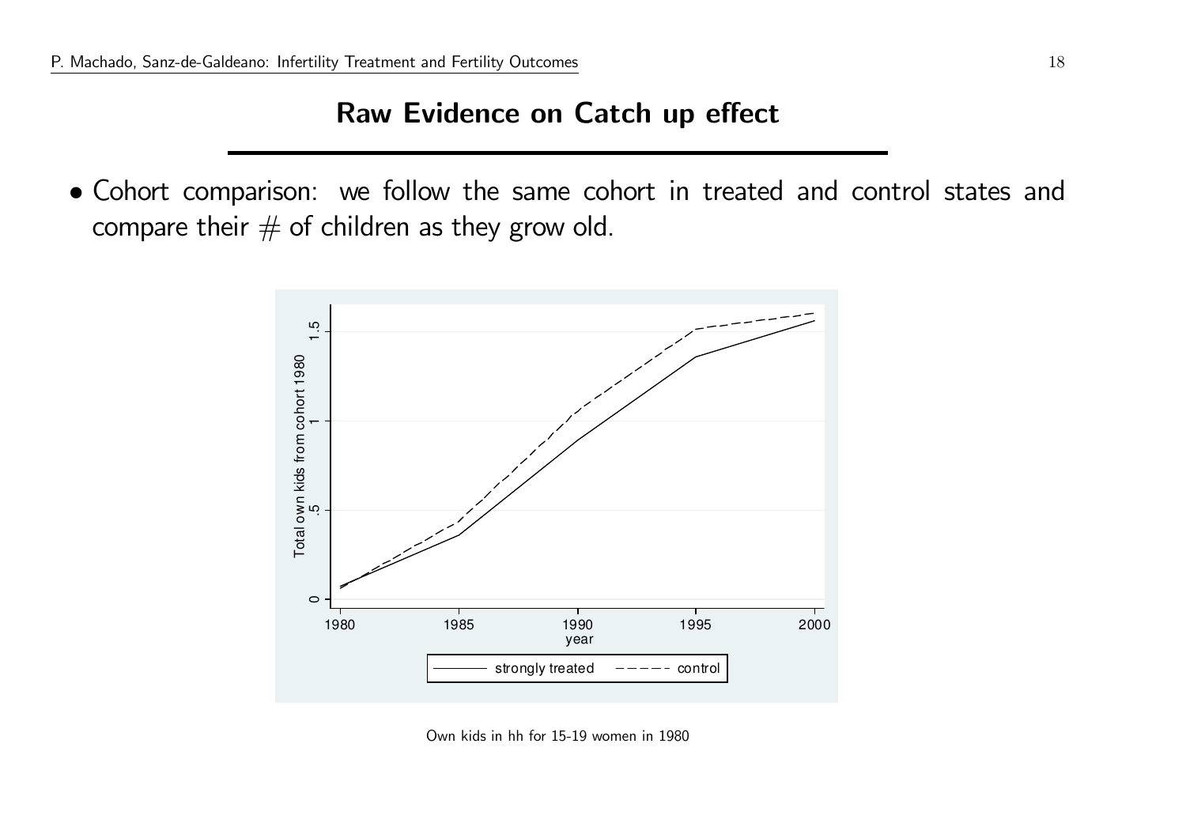## Raw Evidence on Catch up effect

- Cohort comparison: we follow the same cohort in treated and control states and compare their # of children as they grow old.

Own kids in hh for 15-19 women in 1980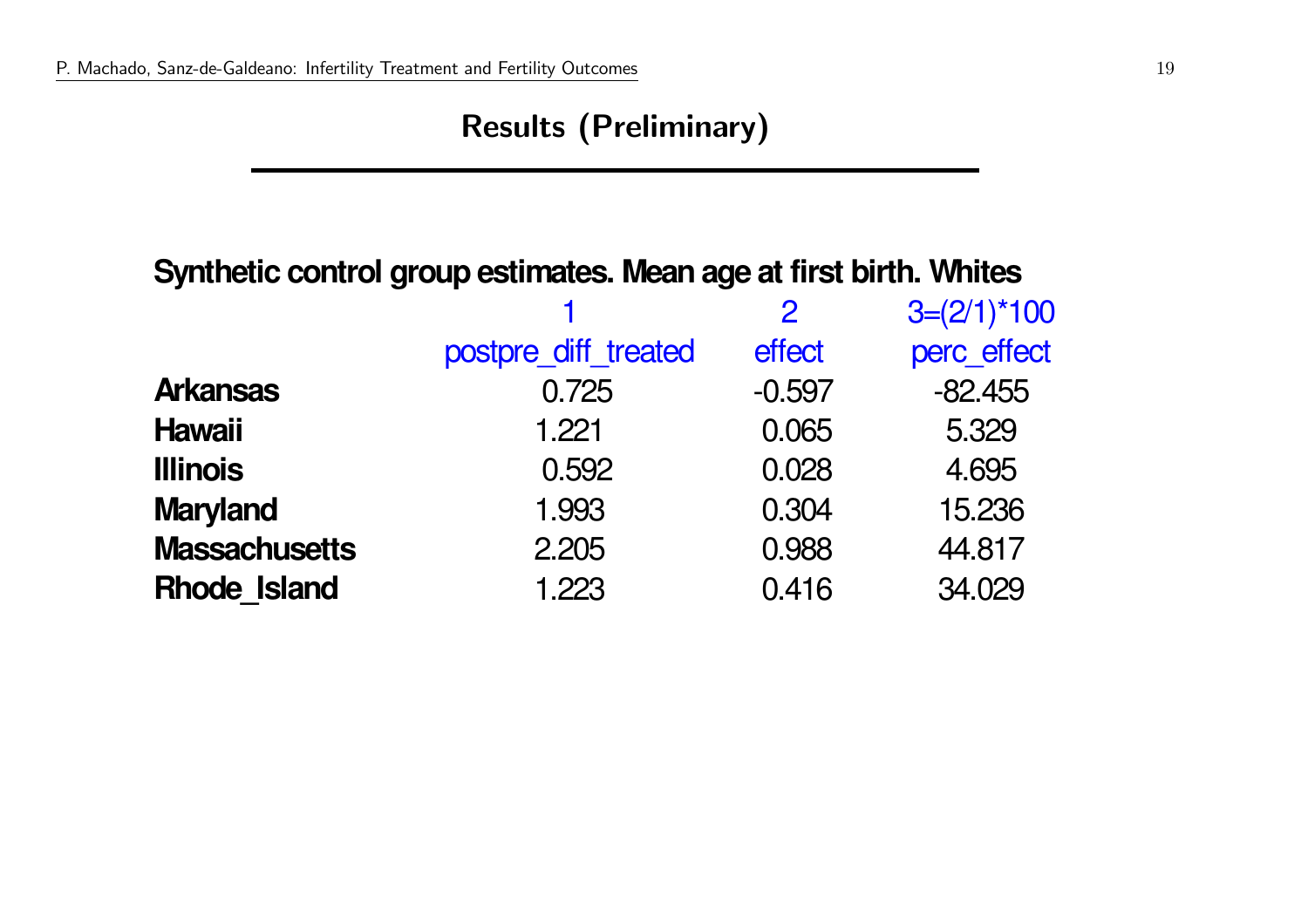## Results (Preliminary)

**Synthetic control group estimates. Mean age at first birth. Whites**

| | 1 | 2 | 3=(2/1)*100 |
|---|---|---|---|
| | postpre_diff_treated | effect | perc_effect |
| **Arkansas** | 0.725 | -0.597 | -82.455 |
| **Hawaii** | 1.221 | 0.065 | 5.329 |
| **Illinois** | 0.592 | 0.028 | 4.695 |
| **Maryland** | 1.993 | 0.304 | 15.236 |
| **Massachusetts** | 2.205 | 0.988 | 44.817 |
| **Rhode_Island** | 1.223 | 0.416 | 34.029 |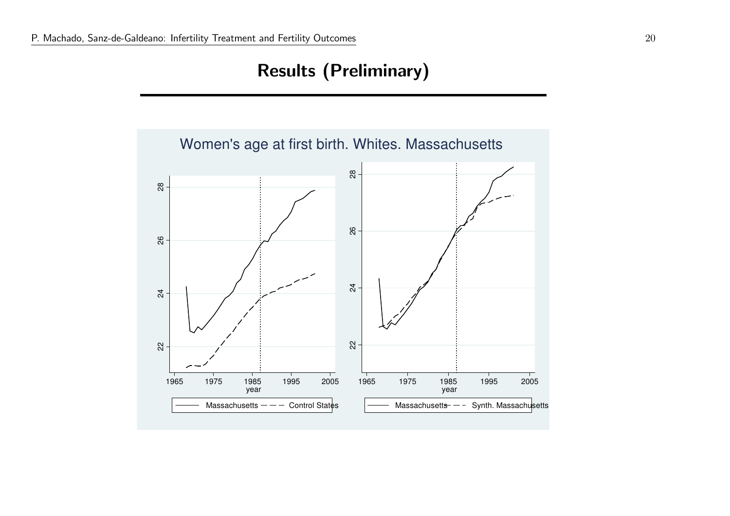# Results (Preliminary)

Women's age at first birth. Whites. Massachusetts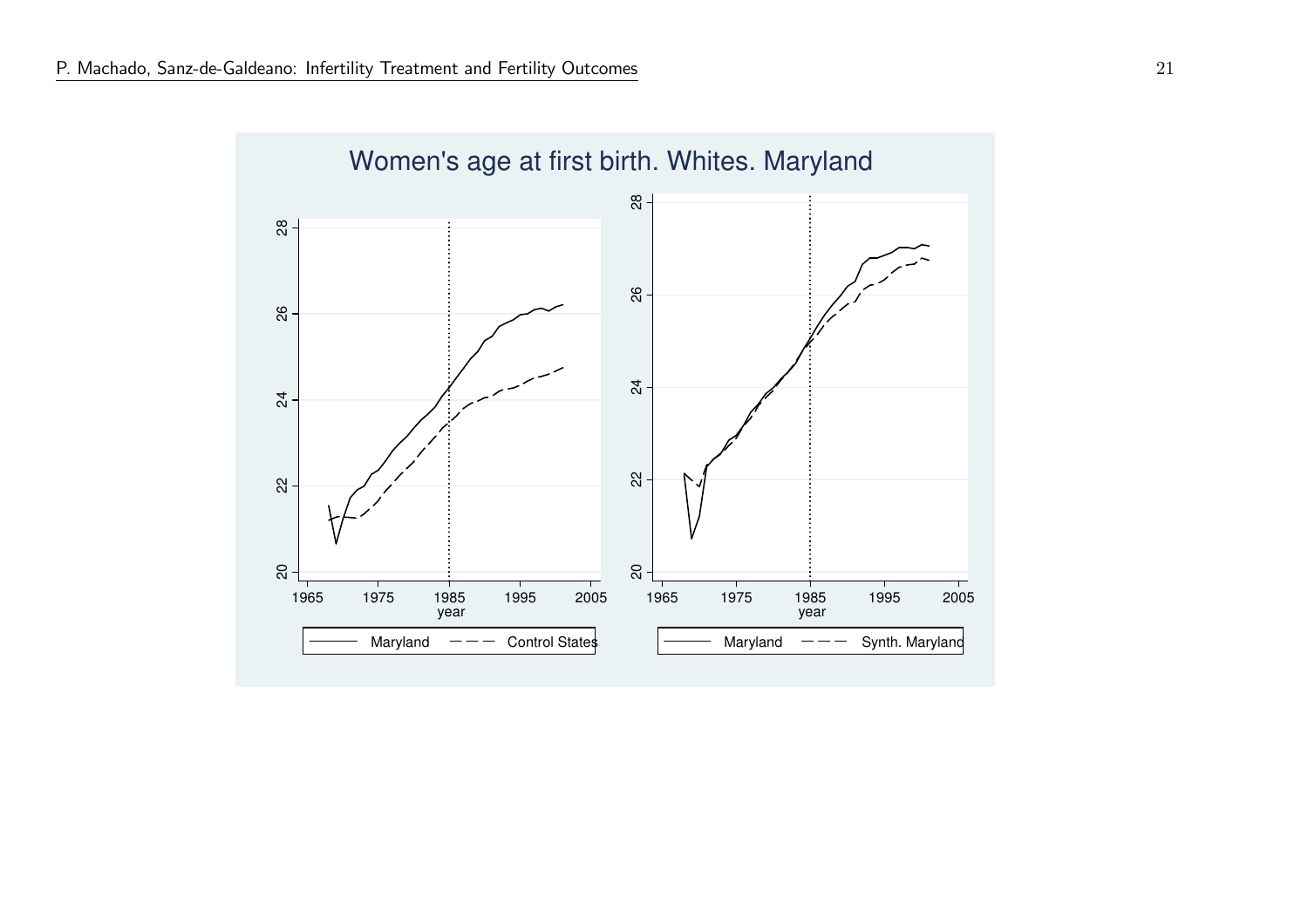Women's age at first birth. Whites. Maryland

Left panel: Maryland — Control States

Right panel: Maryland — Synth. Maryland

year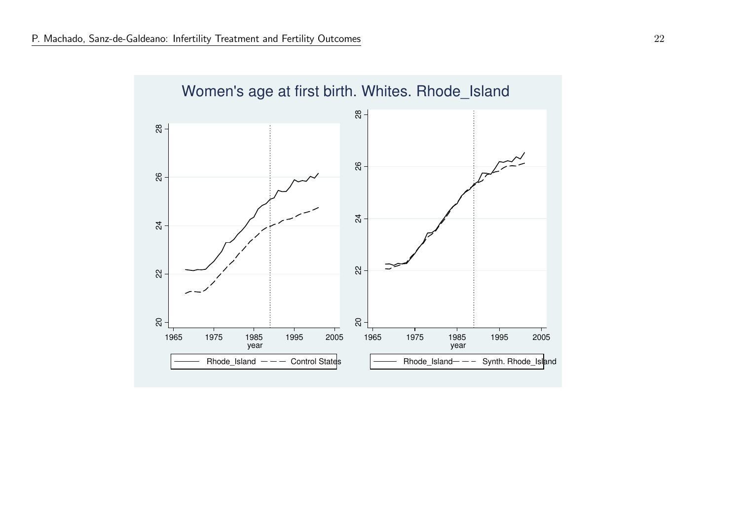Women's age at first birth. Whites. Rhode_Island

Rhode_Island — Control States

Rhode_Island — Synth. Rhode_Island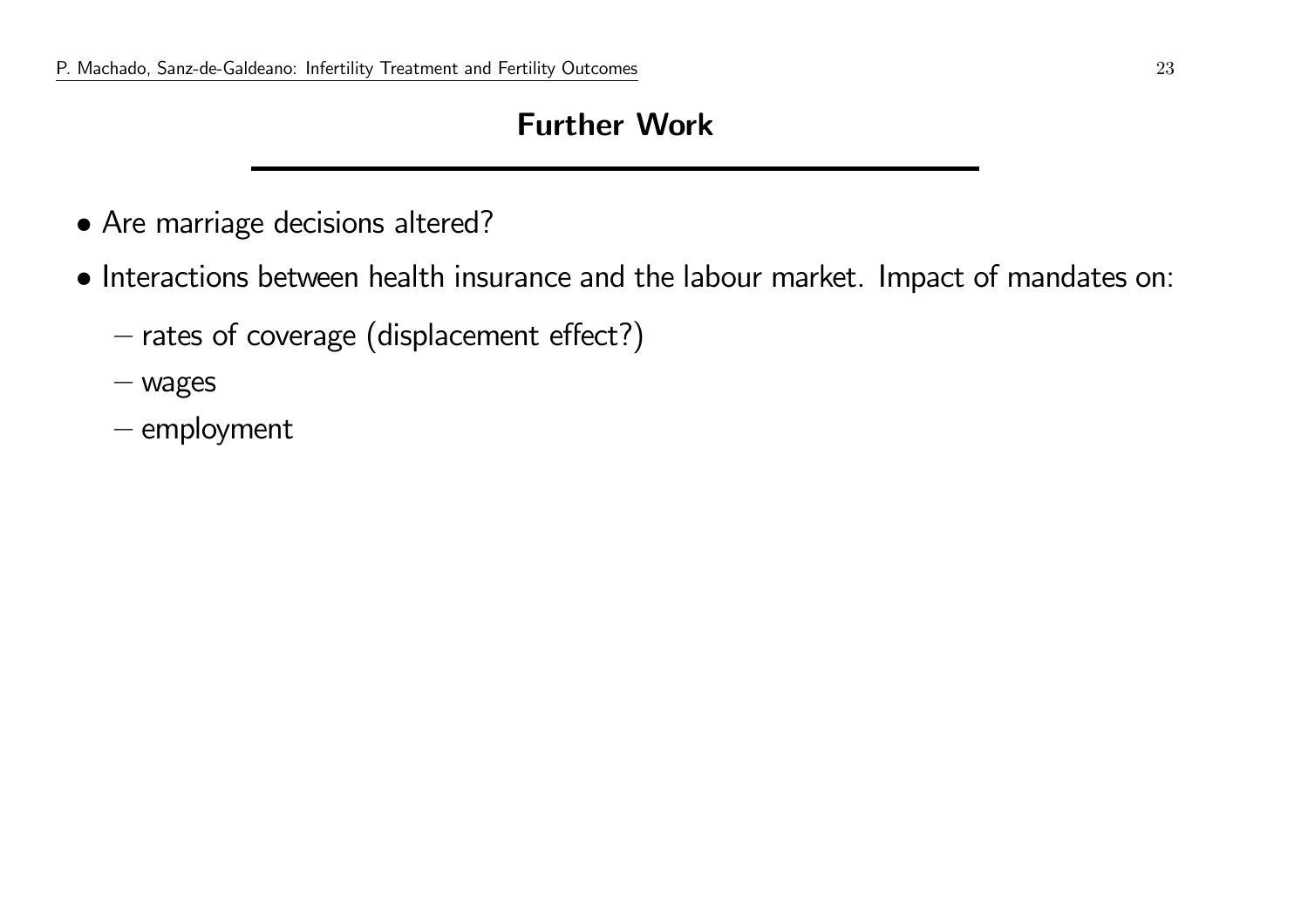## Further Work

- Are marriage decisions altered?
- Interactions between health insurance and the labour market. Impact of mandates on:
  - rates of coverage (displacement effect?)
  - wages
  - employment